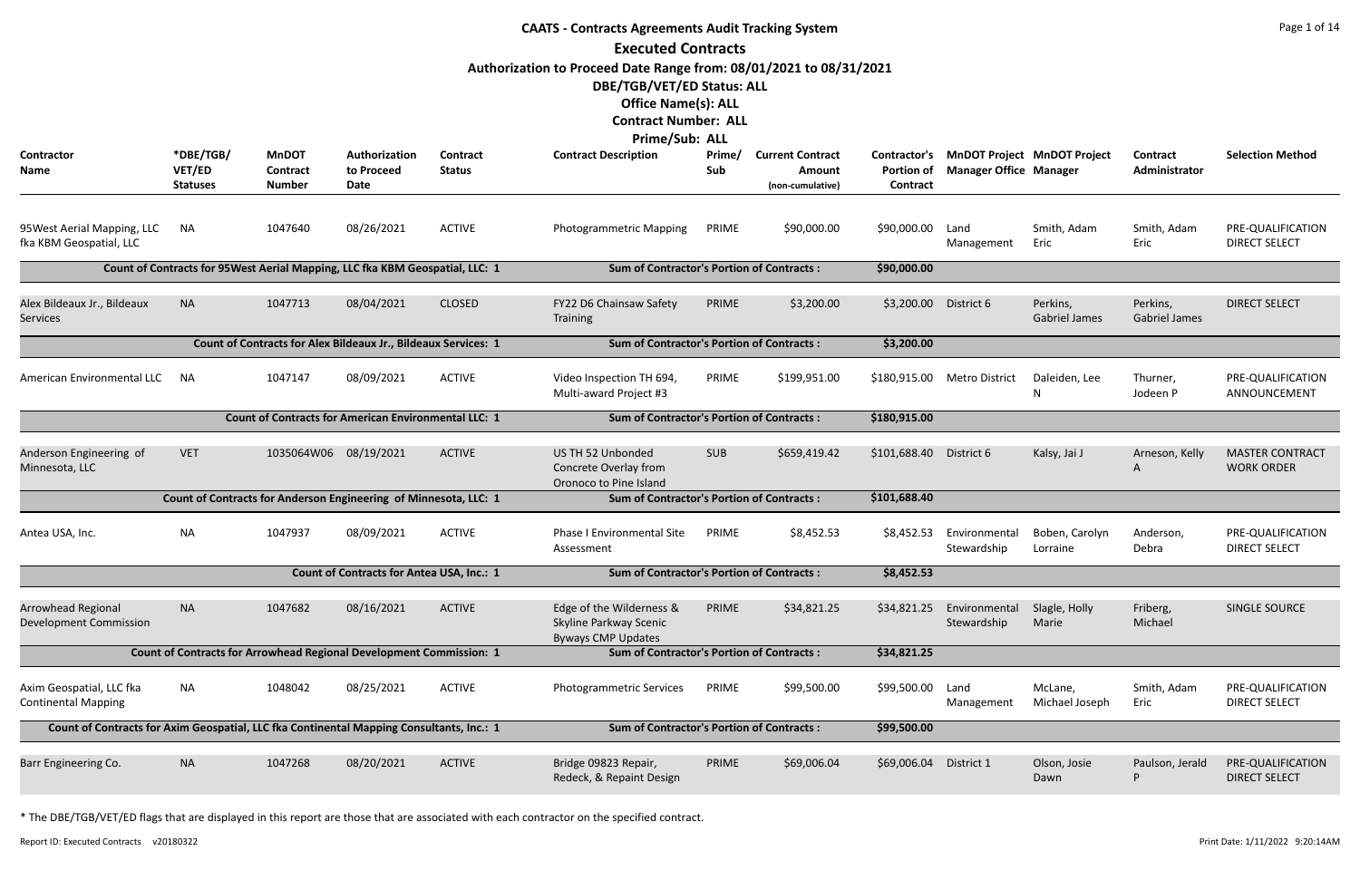# CAATS - Contracts Agreements Audit Tracking System

## Executed Contracts

**Authorization to Proceed Date Range from: 08/01/2021 to 08/31/2021**

**DBE/TGB/VET/ED Status: ALL**

**Office Name(s): ALL**

**Contract Number: ALL**

**Prime/Sub: ALL**

| Contractor Name | *DBE/TGB/ VET/ED Statuses | MnDOT Contract Number | Authorization to Proceed Date | Contract Status | Contract Description | Prime/ Sub | Current Contract Amount (non-cumulative) | Contractor's Portion of Contract | MnDOT Project Manager Office | MnDOT Project Manager | Contract Administrator | Selection Method |
|---|---|---|---|---|---|---|---|---|---|---|---|---|
| 95West Aerial Mapping, LLC fka KBM Geospatial, LLC | NA | 1047640 | 08/26/2021 | ACTIVE | Photogrammetric Mapping | PRIME | $90,000.00 | $90,000.00 | Land Management | Smith, Adam Eric | Smith, Adam Eric | PRE-QUALIFICATION DIRECT SELECT |
| Count of Contracts for 95West Aerial Mapping, LLC fka KBM Geospatial, LLC: 1 | | | | | Sum of Contractor's Portion of Contracts : | | | $90,000.00 | | | | |
| Alex Bildeaux Jr., Bildeaux Services | NA | 1047713 | 08/04/2021 | CLOSED | FY22 D6 Chainsaw Safety Training | PRIME | $3,200.00 | $3,200.00 | District 6 | Perkins, Gabriel James | Perkins, Gabriel James | DIRECT SELECT |
| Count of Contracts for Alex Bildeaux Jr., Bildeaux Services: 1 | | | | | Sum of Contractor's Portion of Contracts : | | | $3,200.00 | | | | |
| American Environmental LLC | NA | 1047147 | 08/09/2021 | ACTIVE | Video Inspection TH 694, Multi-award Project #3 | PRIME | $199,951.00 | $180,915.00 | Metro District | Daleiden, Lee N | Thurner, Jodeen P | PRE-QUALIFICATION ANNOUNCEMENT |
| Count of Contracts for American Environmental LLC: 1 | | | | | Sum of Contractor's Portion of Contracts : | | | $180,915.00 | | | | |
| Anderson Engineering of Minnesota, LLC | VET | 1035064W06 | 08/19/2021 | ACTIVE | US TH 52 Unbonded Concrete Overlay from Oronoco to Pine Island | SUB | $659,419.42 | $101,688.40 | District 6 | Kalsy, Jai J | Arneson, Kelly A | MASTER CONTRACT WORK ORDER |
| Count of Contracts for Anderson Engineering of Minnesota, LLC: 1 | | | | | Sum of Contractor's Portion of Contracts : | | | $101,688.40 | | | | |
| Antea USA, Inc. | NA | 1047937 | 08/09/2021 | ACTIVE | Phase I Environmental Site Assessment | PRIME | $8,452.53 | $8,452.53 | Environmental Stewardship | Boben, Carolyn Lorraine | Anderson, Debra | PRE-QUALIFICATION DIRECT SELECT |
| Count of Contracts for Antea USA, Inc.: 1 | | | | | Sum of Contractor's Portion of Contracts : | | | $8,452.53 | | | | |
| Arrowhead Regional Development Commission | NA | 1047682 | 08/16/2021 | ACTIVE | Edge of the Wilderness & Skyline Parkway Scenic Byways CMP Updates | PRIME | $34,821.25 | $34,821.25 | Environmental Stewardship | Slagle, Holly Marie | Friberg, Michael | SINGLE SOURCE |
| Count of Contracts for Arrowhead Regional Development Commission: 1 | | | | | Sum of Contractor's Portion of Contracts : | | | $34,821.25 | | | | |
| Axim Geospatial, LLC fka Continental Mapping | NA | 1048042 | 08/25/2021 | ACTIVE | Photogrammetric Services | PRIME | $99,500.00 | $99,500.00 | Land Management | McLane, Michael Joseph | Smith, Adam Eric | PRE-QUALIFICATION DIRECT SELECT |
| Count of Contracts for Axim Geospatial, LLC fka Continental Mapping Consultants, Inc.: 1 | | | | | Sum of Contractor's Portion of Contracts : | | | $99,500.00 | | | | |
| Barr Engineering Co. | NA | 1047268 | 08/20/2021 | ACTIVE | Bridge 09823 Repair, Redeck, & Repaint Design | PRIME | $69,006.04 | $69,006.04 | District 1 | Olson, Josie Dawn | Paulson, Jerald P | PRE-QUALIFICATION DIRECT SELECT |

\* The DBE/TGB/VET/ED flags that are displayed in this report are those that are associated with each contractor on the specified contract.

Report ID: Executed Contracts v20180322

Print Date: 1/11/2022 9:20:14AM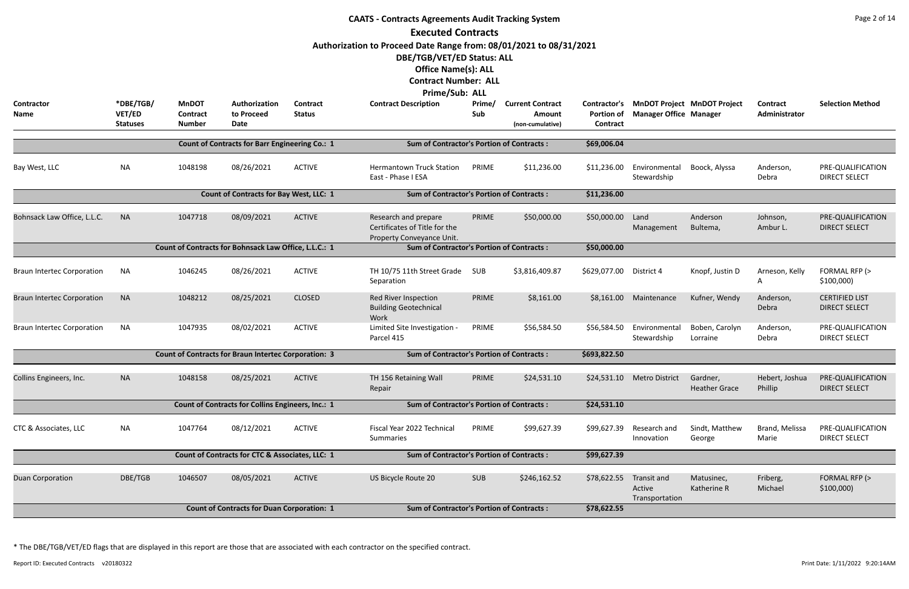# CAATS - Contracts Agreements Audit Tracking System

## Executed Contracts

**Authorization to Proceed Date Range from: 08/01/2021 to 08/31/2021**

**DBE/TGB/VET/ED Status: ALL**

**Office Name(s): ALL**

**Contract Number: ALL**

**Prime/Sub: ALL**

| Contractor Name | *DBE/TGB/ VET/ED Statuses | MnDOT Contract Number | Authorization to Proceed Date | Contract Status | Contract Description | Prime/ Sub | Current Contract Amount (non-cumulative) | Contractor's Portion of Contract | MnDOT Project Manager Office | MnDOT Project Manager | Contract Administrator | Selection Method |
|---|---|---|---|---|---|---|---|---|---|---|---|---|
| | | Count of Contracts for Barr Engineering Co.: 1 | | | Sum of Contractor's Portion of Contracts : | | | $69,006.04 | | | | |
| Bay West, LLC | NA | 1048198 | 08/26/2021 | ACTIVE | Hermantown Truck Station East - Phase I ESA | PRIME | $11,236.00 | $11,236.00 | Environmental Stewardship | Boock, Alyssa | Anderson, Debra | PRE-QUALIFICATION DIRECT SELECT |
| | | Count of Contracts for Bay West, LLC: 1 | | | Sum of Contractor's Portion of Contracts : | | | $11,236.00 | | | | |
| Bohnsack Law Office, L.L.C. | NA | 1047718 | 08/09/2021 | ACTIVE | Research and prepare Certificates of Title for the Property Conveyance Unit. | PRIME | $50,000.00 | $50,000.00 | Land Management | Anderson Bultema, | Johnson, Ambur L. | PRE-QUALIFICATION DIRECT SELECT |
| | | Count of Contracts for Bohnsack Law Office, L.L.C.: 1 | | | Sum of Contractor's Portion of Contracts : | | | $50,000.00 | | | | |
| Braun Intertec Corporation | NA | 1046245 | 08/26/2021 | ACTIVE | TH 10/75 11th Street Grade Separation | SUB | $3,816,409.87 | $629,077.00 | District 4 | Knopf, Justin D | Arneson, Kelly A | FORMAL RFP (> $100,000) |
| Braun Intertec Corporation | NA | 1048212 | 08/25/2021 | CLOSED | Red River Inspection Building Geotechnical Work | PRIME | $8,161.00 | $8,161.00 | Maintenance | Kufner, Wendy | Anderson, Debra | CERTIFIED LIST DIRECT SELECT |
| Braun Intertec Corporation | NA | 1047935 | 08/02/2021 | ACTIVE | Limited Site Investigation - Parcel 415 | PRIME | $56,584.50 | $56,584.50 | Environmental Stewardship | Boben, Carolyn Lorraine | Anderson, Debra | PRE-QUALIFICATION DIRECT SELECT |
| | | Count of Contracts for Braun Intertec Corporation: 3 | | | Sum of Contractor's Portion of Contracts : | | | $693,822.50 | | | | |
| Collins Engineers, Inc. | NA | 1048158 | 08/25/2021 | ACTIVE | TH 156 Retaining Wall Repair | PRIME | $24,531.10 | $24,531.10 | Metro District | Gardner, Heather Grace | Hebert, Joshua Phillip | PRE-QUALIFICATION DIRECT SELECT |
| | | Count of Contracts for Collins Engineers, Inc.: 1 | | | Sum of Contractor's Portion of Contracts : | | | $24,531.10 | | | | |
| CTC & Associates, LLC | NA | 1047764 | 08/12/2021 | ACTIVE | Fiscal Year 2022 Technical Summaries | PRIME | $99,627.39 | $99,627.39 | Research and Innovation | Sindt, Matthew George | Brand, Melissa Marie | PRE-QUALIFICATION DIRECT SELECT |
| | | Count of Contracts for CTC & Associates, LLC: 1 | | | Sum of Contractor's Portion of Contracts : | | | $99,627.39 | | | | |
| Duan Corporation | DBE/TGB | 1046507 | 08/05/2021 | ACTIVE | US Bicycle Route 20 | SUB | $246,162.52 | $78,622.55 | Transit and Active Transportation | Matusinec, Katherine R | Friberg, Michael | FORMAL RFP (> $100,000) |
| | | Count of Contracts for Duan Corporation: 1 | | | Sum of Contractor's Portion of Contracts : | | | $78,622.55 | | | | |

* The DBE/TGB/VET/ED flags that are displayed in this report are those that are associated with each contractor on the specified contract.

Report ID: Executed Contracts v20180322 Print Date: 1/11/2022 9:20:14AM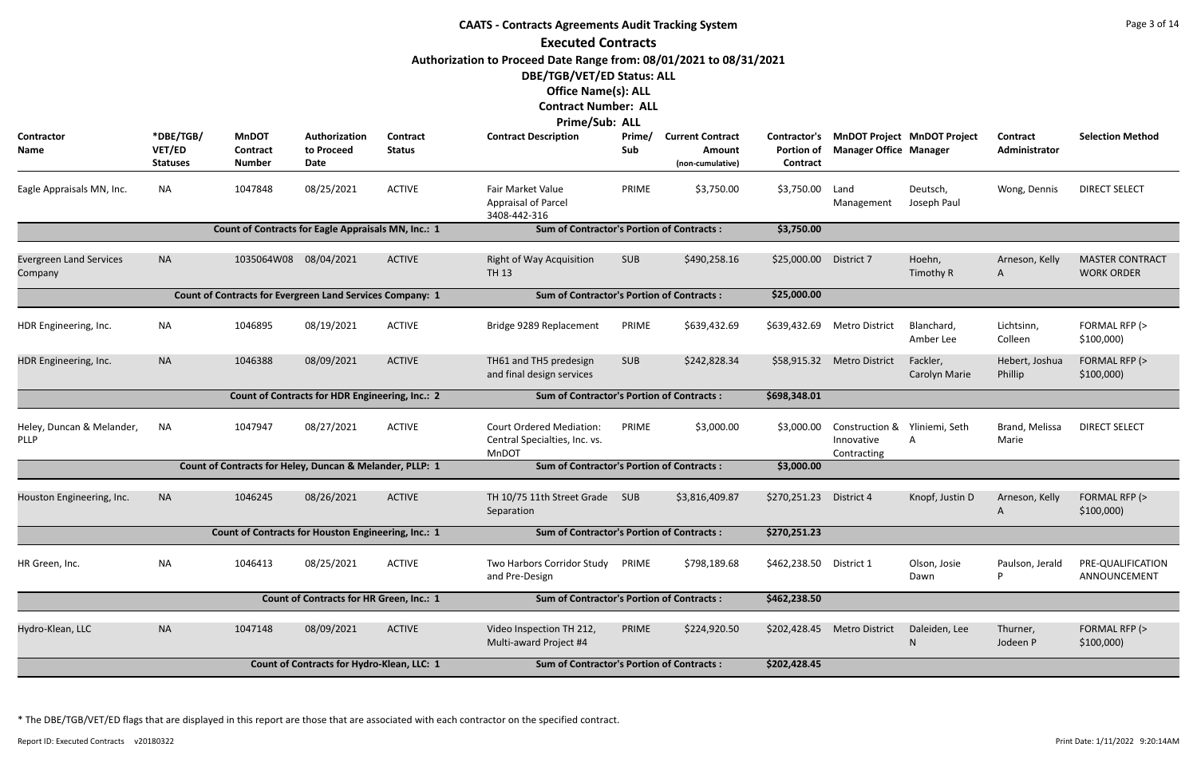# CAATS - Contracts Agreements Audit Tracking System

## Executed Contracts

**Authorization to Proceed Date Range from: 08/01/2021 to 08/31/2021**

**DBE/TGB/VET/ED Status: ALL**

**Office Name(s): ALL**

**Contract Number: ALL**

**Prime/Sub: ALL**

| Contractor Name | *DBE/TGB/ VET/ED Statuses | MnDOT Contract Number | Authorization to Proceed Date | Contract Status | Contract Description | Prime/ Sub | Current Contract Amount (non-cumulative) | Contractor's Portion of Contract | MnDOT Project Manager Office | MnDOT Project Manager | Contract Administrator | Selection Method |
|---|---|---|---|---|---|---|---|---|---|---|---|---|
| Eagle Appraisals MN, Inc. | NA | 1047848 | 08/25/2021 | ACTIVE | Fair Market Value Appraisal of Parcel 3408-442-316 | PRIME | $3,750.00 | $3,750.00 | Land Management | Deutsch, Joseph Paul | Wong, Dennis | DIRECT SELECT |
| | | Count of Contracts for Eagle Appraisals MN, Inc.: 1 | | | Sum of Contractor's Portion of Contracts : | | | $3,750.00 | | | | |
| Evergreen Land Services Company | NA | 1035064W08 | 08/04/2021 | ACTIVE | Right of Way Acquisition TH 13 | SUB | $490,258.16 | $25,000.00 | District 7 | Hoehn, Timothy R | Arneson, Kelly A | MASTER CONTRACT WORK ORDER |
| | | Count of Contracts for Evergreen Land Services Company: 1 | | | Sum of Contractor's Portion of Contracts : | | | $25,000.00 | | | | |
| HDR Engineering, Inc. | NA | 1046895 | 08/19/2021 | ACTIVE | Bridge 9289 Replacement | PRIME | $639,432.69 | $639,432.69 | Metro District | Blanchard, Amber Lee | Lichtsinn, Colleen | FORMAL RFP (> $100,000) |
| HDR Engineering, Inc. | NA | 1046388 | 08/09/2021 | ACTIVE | TH61 and TH5 predesign and final design services | SUB | $242,828.34 | $58,915.32 | Metro District | Fackler, Carolyn Marie | Hebert, Joshua Phillip | FORMAL RFP (> $100,000) |
| | | Count of Contracts for HDR Engineering, Inc.: 2 | | | Sum of Contractor's Portion of Contracts : | | | $698,348.01 | | | | |
| Heley, Duncan & Melander, PLLP | NA | 1047947 | 08/27/2021 | ACTIVE | Court Ordered Mediation: Central Specialties, Inc. vs. MnDOT | PRIME | $3,000.00 | $3,000.00 | Construction & Innovative Contracting | Yliniemi, Seth A | Brand, Melissa Marie | DIRECT SELECT |
| | | Count of Contracts for Heley, Duncan & Melander, PLLP: 1 | | | Sum of Contractor's Portion of Contracts : | | | $3,000.00 | | | | |
| Houston Engineering, Inc. | NA | 1046245 | 08/26/2021 | ACTIVE | TH 10/75 11th Street Grade Separation | SUB | $3,816,409.87 | $270,251.23 | District 4 | Knopf, Justin D | Arneson, Kelly A | FORMAL RFP (> $100,000) |
| | | Count of Contracts for Houston Engineering, Inc.: 1 | | | Sum of Contractor's Portion of Contracts : | | | $270,251.23 | | | | |
| HR Green, Inc. | NA | 1046413 | 08/25/2021 | ACTIVE | Two Harbors Corridor Study and Pre-Design | PRIME | $798,189.68 | $462,238.50 | District 1 | Olson, Josie Dawn | Paulson, Jerald P | PRE-QUALIFICATION ANNOUNCEMENT |
| | | Count of Contracts for HR Green, Inc.: 1 | | | Sum of Contractor's Portion of Contracts : | | | $462,238.50 | | | | |
| Hydro-Klean, LLC | NA | 1047148 | 08/09/2021 | ACTIVE | Video Inspection TH 212, Multi-award Project #4 | PRIME | $224,920.50 | $202,428.45 | Metro District | Daleiden, Lee N | Thurner, Jodeen P | FORMAL RFP (> $100,000) |
| | | Count of Contracts for Hydro-Klean, LLC: 1 | | | Sum of Contractor's Portion of Contracts : | | | $202,428.45 | | | | |

* The DBE/TGB/VET/ED flags that are displayed in this report are those that are associated with each contractor on the specified contract.

Report ID: Executed Contracts v20180322

Print Date: 1/11/2022 9:20:14AM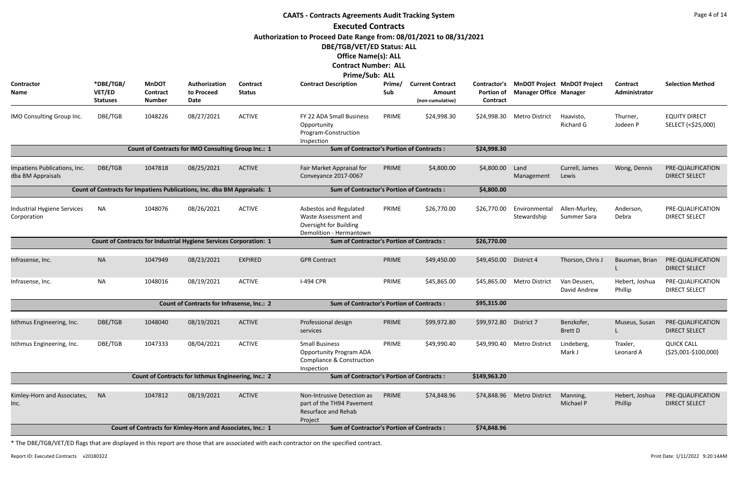# CAATS - Contracts Agreements Audit Tracking System

## Executed Contracts

**Authorization to Proceed Date Range from: 08/01/2021 to 08/31/2021**

**DBE/TGB/VET/ED Status: ALL**

**Office Name(s): ALL**

**Contract Number: ALL**

**Prime/Sub: ALL**

| Contractor Name | *DBE/TGB/VET/ED Statuses | MnDOT Contract Number | Authorization to Proceed Date | Contract Status | Contract Description | Prime/Sub | Current Contract Amount (non-cumulative) | Contractor's Portion of Contract | MnDOT Project Manager Office | MnDOT Project Manager | Contract Administrator | Selection Method |
|---|---|---|---|---|---|---|---|---|---|---|---|---|
| IMO Consulting Group Inc. | DBE/TGB | 1048226 | 08/27/2021 | ACTIVE | FY 22 ADA Small Business Opportunity Program-Construction Inspection | PRIME | $24,998.30 | $24,998.30 | Metro District | Haavisto, Richard G | Thurner, Jodeen P | EQUITY DIRECT SELECT (<$25,000) |
| | | Count of Contracts for IMO Consulting Group Inc.: 1 | | | Sum of Contractor's Portion of Contracts : | | | $24,998.30 | | | | |
| Impatiens Publications, Inc. dba BM Appraisals | DBE/TGB | 1047818 | 08/25/2021 | ACTIVE | Fair Market Appraisal for Conveyance 2017-0067 | PRIME | $4,800.00 | $4,800.00 | Land Management | Currell, James Lewis | Wong, Dennis | PRE-QUALIFICATION DIRECT SELECT |
| | | Count of Contracts for Impatiens Publications, Inc. dba BM Appraisals: 1 | | | Sum of Contractor's Portion of Contracts : | | | $4,800.00 | | | | |
| Industrial Hygiene Services Corporation | NA | 1048076 | 08/26/2021 | ACTIVE | Asbestos and Regulated Waste Assessment and Oversight for Building Demolition - Hermantown | PRIME | $26,770.00 | $26,770.00 | Environmental Stewardship | Allen-Murley, Summer Sara | Anderson, Debra | PRE-QUALIFICATION DIRECT SELECT |
| | | Count of Contracts for Industrial Hygiene Services Corporation: 1 | | | Sum of Contractor's Portion of Contracts : | | | $26,770.00 | | | | |
| Infrasense, Inc. | NA | 1047949 | 08/23/2021 | EXPIRED | GPR Contract | PRIME | $49,450.00 | $49,450.00 | District 4 | Thorson, Chris J | Bausman, Brian L | PRE-QUALIFICATION DIRECT SELECT |
| Infrasense, Inc. | NA | 1048016 | 08/19/2021 | ACTIVE | I-494 CPR | PRIME | $45,865.00 | $45,865.00 | Metro District | Van Deusen, David Andrew | Hebert, Joshua Phillip | PRE-QUALIFICATION DIRECT SELECT |
| | | Count of Contracts for Infrasense, Inc.: 2 | | | Sum of Contractor's Portion of Contracts : | | | $95,315.00 | | | | |
| Isthmus Engineering, Inc. | DBE/TGB | 1048040 | 08/19/2021 | ACTIVE | Professional design services | PRIME | $99,972.80 | $99,972.80 | District 7 | Benzkofer, Brett D | Museus, Susan L | PRE-QUALIFICATION DIRECT SELECT |
| Isthmus Engineering, Inc. | DBE/TGB | 1047333 | 08/04/2021 | ACTIVE | Small Business Opportunity Program ADA Compliance & Construction Inspection | PRIME | $49,990.40 | $49,990.40 | Metro District | Lindeberg, Mark J | Traxler, Leonard A | QUICK CALL ($25,001-$100,000) |
| | | Count of Contracts for Isthmus Engineering, Inc.: 2 | | | Sum of Contractor's Portion of Contracts : | | | $149,963.20 | | | | |
| Kimley-Horn and Associates, Inc. | NA | 1047812 | 08/19/2021 | ACTIVE | Non-Intrusive Detection as part of the TH94 Pavement Resurface and Rehab Project | PRIME | $74,848.96 | $74,848.96 | Metro District | Manning, Michael P | Hebert, Joshua Phillip | PRE-QUALIFICATION DIRECT SELECT |
| | | Count of Contracts for Kimley-Horn and Associates, Inc.: 1 | | | Sum of Contractor's Portion of Contracts : | | | $74,848.96 | | | | |

* The DBE/TGB/VET/ED flags that are displayed in this report are those that are associated with each contractor on the specified contract.

Report ID: Executed Contracts v20180322

Print Date: 1/11/2022 9:20:14AM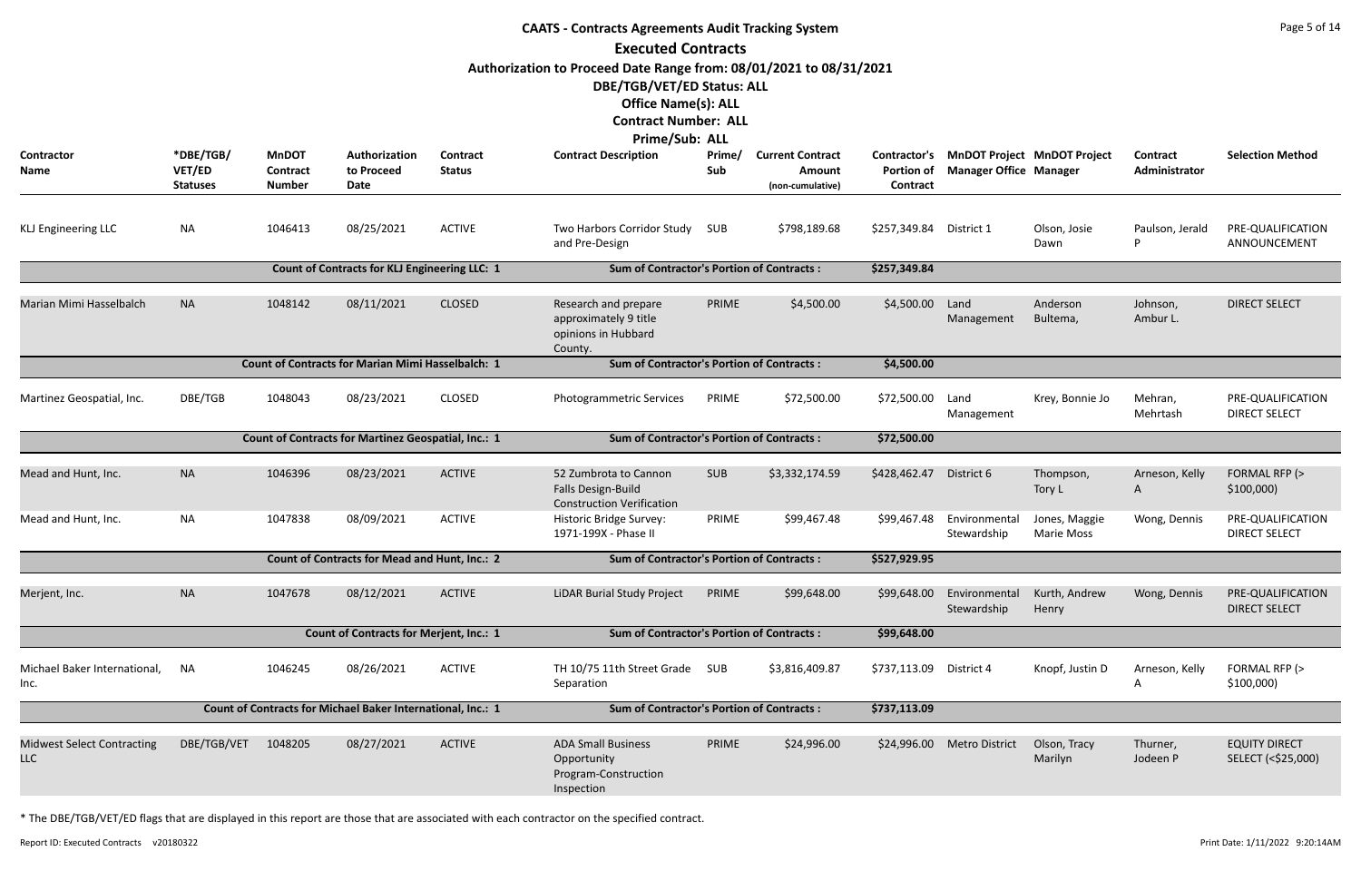# CAATS - Contracts Agreements Audit Tracking System

## Executed Contracts

**Authorization to Proceed Date Range from: 08/01/2021 to 08/31/2021**

**DBE/TGB/VET/ED Status: ALL**

**Office Name(s): ALL**

**Contract Number: ALL**

**Prime/Sub: ALL**

| Contractor Name | *DBE/TGB/ VET/ED Statuses | MnDOT Contract Number | Authorization to Proceed Date | Contract Status | Contract Description | Prime/ Sub | Current Contract Amount (non-cumulative) | Contractor's Portion of Contract | MnDOT Project Manager Office | MnDOT Project Manager | Contract Administrator | Selection Method |
|---|---|---|---|---|---|---|---|---|---|---|---|---|
| KLJ Engineering LLC | NA | 1046413 | 08/25/2021 | ACTIVE | Two Harbors Corridor Study and Pre-Design | SUB | $798,189.68 | $257,349.84 | District 1 | Olson, Josie Dawn | Paulson, Jerald P | PRE-QUALIFICATION ANNOUNCEMENT |
| | | **Count of Contracts for KLJ Engineering LLC: 1** | | | **Sum of Contractor's Portion of Contracts :** | | | **$257,349.84** | | | | |
| Marian Mimi Hasselbalch | NA | 1048142 | 08/11/2021 | CLOSED | Research and prepare approximately 9 title opinions in Hubbard County. | PRIME | $4,500.00 | $4,500.00 | Land Management | Anderson Bultema, | Johnson, Ambur L. | DIRECT SELECT |
| | | **Count of Contracts for Marian Mimi Hasselbalch: 1** | | | **Sum of Contractor's Portion of Contracts :** | | | **$4,500.00** | | | | |
| Martinez Geospatial, Inc. | DBE/TGB | 1048043 | 08/23/2021 | CLOSED | Photogrammetric Services | PRIME | $72,500.00 | $72,500.00 | Land Management | Krey, Bonnie Jo | Mehran, Mehrtash | PRE-QUALIFICATION DIRECT SELECT |
| | | **Count of Contracts for Martinez Geospatial, Inc.: 1** | | | **Sum of Contractor's Portion of Contracts :** | | | **$72,500.00** | | | | |
| Mead and Hunt, Inc. | NA | 1046396 | 08/23/2021 | ACTIVE | 52 Zumbrota to Cannon Falls Design-Build Construction Verification | SUB | $3,332,174.59 | $428,462.47 | District 6 | Thompson, Tory L | Arneson, Kelly A | FORMAL RFP (> $100,000) |
| Mead and Hunt, Inc. | NA | 1047838 | 08/09/2021 | ACTIVE | Historic Bridge Survey: 1971-199X - Phase II | PRIME | $99,467.48 | $99,467.48 | Environmental Stewardship | Jones, Maggie Marie Moss | Wong, Dennis | PRE-QUALIFICATION DIRECT SELECT |
| | | **Count of Contracts for Mead and Hunt, Inc.: 2** | | | **Sum of Contractor's Portion of Contracts :** | | | **$527,929.95** | | | | |
| Merjent, Inc. | NA | 1047678 | 08/12/2021 | ACTIVE | LiDAR Burial Study Project | PRIME | $99,648.00 | $99,648.00 | Environmental Stewardship | Kurth, Andrew Henry | Wong, Dennis | PRE-QUALIFICATION DIRECT SELECT |
| | | **Count of Contracts for Merjent, Inc.: 1** | | | **Sum of Contractor's Portion of Contracts :** | | | **$99,648.00** | | | | |
| Michael Baker International, Inc. | NA | 1046245 | 08/26/2021 | ACTIVE | TH 10/75 11th Street Grade Separation | SUB | $3,816,409.87 | $737,113.09 | District 4 | Knopf, Justin D | Arneson, Kelly A | FORMAL RFP (> $100,000) |
| | | **Count of Contracts for Michael Baker International, Inc.: 1** | | | **Sum of Contractor's Portion of Contracts :** | | | **$737,113.09** | | | | |
| Midwest Select Contracting LLC | DBE/TGB/VET | 1048205 | 08/27/2021 | ACTIVE | ADA Small Business Opportunity Program-Construction Inspection | PRIME | $24,996.00 | $24,996.00 | Metro District | Olson, Tracy Marilyn | Thurner, Jodeen P | EQUITY DIRECT SELECT (<$25,000) |

* The DBE/TGB/VET/ED flags that are displayed in this report are those that are associated with each contractor on the specified contract.

Report ID: Executed Contracts v20180322 | Print Date: 1/11/2022 9:20:14AM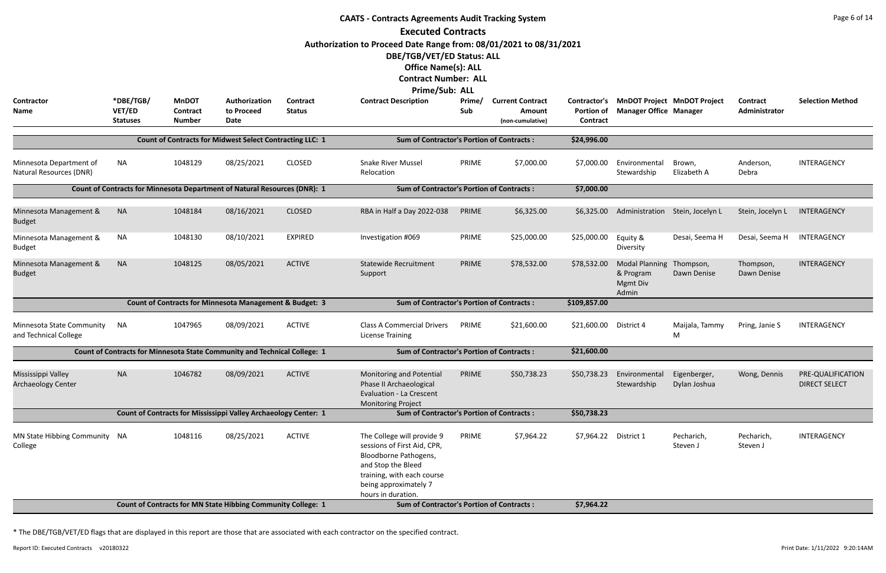# CAATS - Contracts Agreements Audit Tracking System

## Executed Contracts

**Authorization to Proceed Date Range from: 08/01/2021 to 08/31/2021**

**DBE/TGB/VET/ED Status: ALL**

**Office Name(s): ALL**

**Contract Number: ALL**

**Prime/Sub: ALL**

| Contractor Name | *DBE/TGB/VET/ED Statuses | MnDOT Contract Number | Authorization to Proceed Date | Contract Status | Contract Description | Prime/Sub | Current Contract Amount (non-cumulative) | Contractor's Portion of Contract | MnDOT Project Manager Office | MnDOT Project Manager | Contract Administrator | Selection Method |
|---|---|---|---|---|---|---|---|---|---|---|---|---|
| **Count of Contracts for Midwest Select Contracting LLC: 1** | | | | | **Sum of Contractor's Portion of Contracts :** | | | **$24,996.00** | | | | |
| Minnesota Department of Natural Resources (DNR) | NA | 1048129 | 08/25/2021 | CLOSED | Snake River Mussel Relocation | PRIME | $7,000.00 | $7,000.00 | Environmental Stewardship | Brown, Elizabeth A | Anderson, Debra | INTERAGENCY |
| **Count of Contracts for Minnesota Department of Natural Resources (DNR): 1** | | | | | **Sum of Contractor's Portion of Contracts :** | | | **$7,000.00** | | | | |
| Minnesota Management & Budget | NA | 1048184 | 08/16/2021 | CLOSED | RBA in Half a Day 2022-038 | PRIME | $6,325.00 | $6,325.00 | Administration | Stein, Jocelyn L | Stein, Jocelyn L | INTERAGENCY |
| Minnesota Management & Budget | NA | 1048130 | 08/10/2021 | EXPIRED | Investigation #069 | PRIME | $25,000.00 | $25,000.00 | Equity & Diversity | Desai, Seema H | Desai, Seema H | INTERAGENCY |
| Minnesota Management & Budget | NA | 1048125 | 08/05/2021 | ACTIVE | Statewide Recruitment Support | PRIME | $78,532.00 | $78,532.00 | Modal Planning & Program Mgmt Div Admin | Thompson, Dawn Denise | Thompson, Dawn Denise | INTERAGENCY |
| **Count of Contracts for Minnesota Management & Budget: 3** | | | | | **Sum of Contractor's Portion of Contracts :** | | | **$109,857.00** | | | | |
| Minnesota State Community and Technical College | NA | 1047965 | 08/09/2021 | ACTIVE | Class A Commercial Drivers License Training | PRIME | $21,600.00 | $21,600.00 | District 4 | Maijala, Tammy M | Pring, Janie S | INTERAGENCY |
| **Count of Contracts for Minnesota State Community and Technical College: 1** | | | | | **Sum of Contractor's Portion of Contracts :** | | | **$21,600.00** | | | | |
| Mississippi Valley Archaeology Center | NA | 1046782 | 08/09/2021 | ACTIVE | Monitoring and Potential Phase II Archaeological Evaluation - La Crescent Monitoring Project | PRIME | $50,738.23 | $50,738.23 | Environmental Stewardship | Eigenberger, Dylan Joshua | Wong, Dennis | PRE-QUALIFICATION DIRECT SELECT |
| **Count of Contracts for Mississippi Valley Archaeology Center: 1** | | | | | **Sum of Contractor's Portion of Contracts :** | | | **$50,738.23** | | | | |
| MN State Hibbing Community College | NA | 1048116 | 08/25/2021 | ACTIVE | The College will provide 9 sessions of First Aid, CPR, Bloodborne Pathogens, and Stop the Bleed training, with each course being approximately 7 hours in duration. | PRIME | $7,964.22 | $7,964.22 | District 1 | Pecharich, Steven J | Pecharich, Steven J | INTERAGENCY |
| **Count of Contracts for MN State Hibbing Community College: 1** | | | | | **Sum of Contractor's Portion of Contracts :** | | | **$7,964.22** | | | | |

\* The DBE/TGB/VET/ED flags that are displayed in this report are those that are associated with each contractor on the specified contract.

Report ID: Executed Contracts v20180322

Print Date: 1/11/2022 9:20:14AM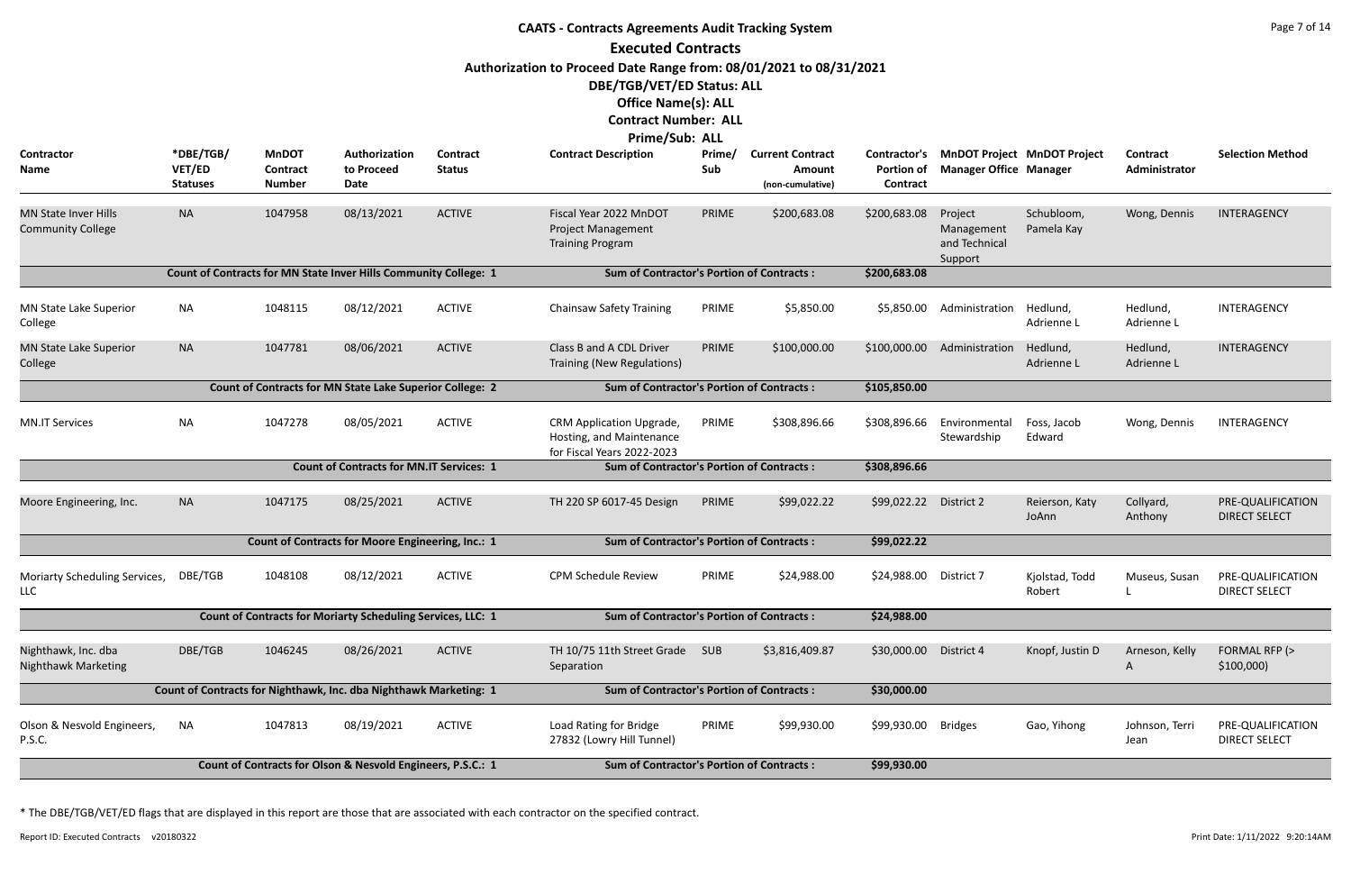# CAATS - Contracts Agreements Audit Tracking System

## Executed Contracts

**Authorization to Proceed Date Range from: 08/01/2021 to 08/31/2021**
**DBE/TGB/VET/ED Status: ALL**
**Office Name(s): ALL**
**Contract Number: ALL**
**Prime/Sub: ALL**

| Contractor Name | *DBE/TGB/VET/ED Statuses | MnDOT Contract Number | Authorization to Proceed Date | Contract Status | Contract Description | Prime/Sub | Current Contract Amount (non-cumulative) | Contractor's Portion of Contract | MnDOT Project Manager Office | MnDOT Project Manager | Contract Administrator | Selection Method |
|---|---|---|---|---|---|---|---|---|---|---|---|---|
| MN State Inver Hills Community College | NA | 1047958 | 08/13/2021 | ACTIVE | Fiscal Year 2022 MnDOT Project Management Training Program | PRIME | $200,683.08 | $200,683.08 | Project Management and Technical Support | Schubloom, Pamela Kay | Wong, Dennis | INTERAGENCY |
| Count of Contracts for MN State Inver Hills Community College: 1 | | | | | Sum of Contractor's Portion of Contracts : | | | $200,683.08 | | | | |
| MN State Lake Superior College | NA | 1048115 | 08/12/2021 | ACTIVE | Chainsaw Safety Training | PRIME | $5,850.00 | $5,850.00 | Administration | Hedlund, Adrienne L | Hedlund, Adrienne L | INTERAGENCY |
| MN State Lake Superior College | NA | 1047781 | 08/06/2021 | ACTIVE | Class B and A CDL Driver Training (New Regulations) | PRIME | $100,000.00 | $100,000.00 | Administration | Hedlund, Adrienne L | Hedlund, Adrienne L | INTERAGENCY |
| Count of Contracts for MN State Lake Superior College: 2 | | | | | Sum of Contractor's Portion of Contracts : | | | $105,850.00 | | | | |
| MN.IT Services | NA | 1047278 | 08/05/2021 | ACTIVE | CRM Application Upgrade, Hosting, and Maintenance for Fiscal Years 2022-2023 | PRIME | $308,896.66 | $308,896.66 | Environmental Stewardship | Foss, Jacob Edward | Wong, Dennis | INTERAGENCY |
| Count of Contracts for MN.IT Services: 1 | | | | | Sum of Contractor's Portion of Contracts : | | | $308,896.66 | | | | |
| Moore Engineering, Inc. | NA | 1047175 | 08/25/2021 | ACTIVE | TH 220 SP 6017-45 Design | PRIME | $99,022.22 | $99,022.22 | District 2 | Reierson, Katy JoAnn | Collyard, Anthony | PRE-QUALIFICATION DIRECT SELECT |
| Count of Contracts for Moore Engineering, Inc.: 1 | | | | | Sum of Contractor's Portion of Contracts : | | | $99,022.22 | | | | |
| Moriarty Scheduling Services, LLC | DBE/TGB | 1048108 | 08/12/2021 | ACTIVE | CPM Schedule Review | PRIME | $24,988.00 | $24,988.00 | District 7 | Kjolstad, Todd Robert | Museus, Susan L | PRE-QUALIFICATION DIRECT SELECT |
| Count of Contracts for Moriarty Scheduling Services, LLC: 1 | | | | | Sum of Contractor's Portion of Contracts : | | | $24,988.00 | | | | |
| Nighthawk, Inc. dba Nighthawk Marketing | DBE/TGB | 1046245 | 08/26/2021 | ACTIVE | TH 10/75 11th Street Grade Separation | SUB | $3,816,409.87 | $30,000.00 | District 4 | Knopf, Justin D | Arneson, Kelly A | FORMAL RFP (> $100,000) |
| Count of Contracts for Nighthawk, Inc. dba Nighthawk Marketing: 1 | | | | | Sum of Contractor's Portion of Contracts : | | | $30,000.00 | | | | |
| Olson & Nesvold Engineers, P.S.C. | NA | 1047813 | 08/19/2021 | ACTIVE | Load Rating for Bridge 27832 (Lowry Hill Tunnel) | PRIME | $99,930.00 | $99,930.00 | Bridges | Gao, Yihong | Johnson, Terri Jean | PRE-QUALIFICATION DIRECT SELECT |
| Count of Contracts for Olson & Nesvold Engineers, P.S.C.: 1 | | | | | Sum of Contractor's Portion of Contracts : | | | $99,930.00 | | | | |

* The DBE/TGB/VET/ED flags that are displayed in this report are those that are associated with each contractor on the specified contract.

Report ID: Executed Contracts v20180322

Print Date: 1/11/2022 9:20:14AM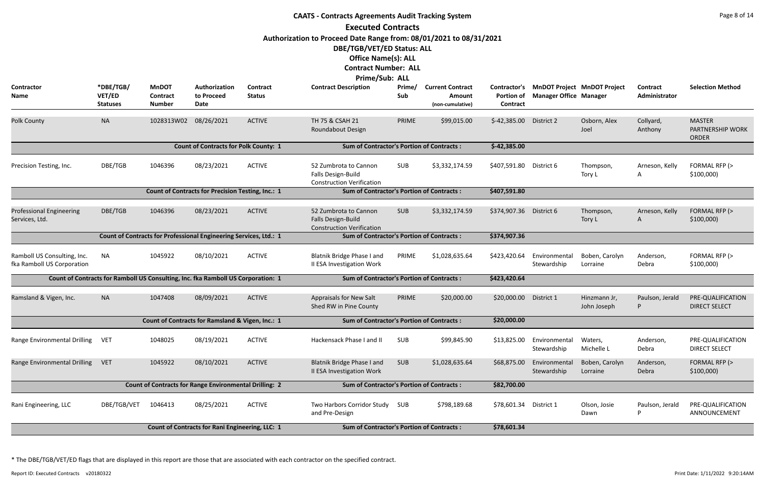# CAATS - Contracts Agreements Audit Tracking System

## Executed Contracts

**Authorization to Proceed Date Range from: 08/01/2021 to 08/31/2021**

**DBE/TGB/VET/ED Status: ALL**

**Office Name(s): ALL**

**Contract Number: ALL**

**Prime/Sub: ALL**

| Contractor Name | *DBE/TGB/VET/ED Statuses | MnDOT Contract Number | Authorization to Proceed Date | Contract Status | Contract Description | Prime/Sub | Current Contract Amount (non-cumulative) | Contractor's Portion of Contract | MnDOT Project Manager Office | MnDOT Project Manager | Contract Administrator | Selection Method |
|---|---|---|---|---|---|---|---|---|---|---|---|---|
| Polk County | NA | 1028313W02 | 08/26/2021 | ACTIVE | TH 75 & CSAH 21 Roundabout Design | PRIME | $99,015.00 | $-42,385.00 | District 2 | Osborn, Alex Joel | Collyard, Anthony | MASTER PARTNERSHIP WORK ORDER |
| | | **Count of Contracts for Polk County: 1** | | | **Sum of Contractor's Portion of Contracts :** | | | **$-42,385.00** | | | | |
| Precision Testing, Inc. | DBE/TGB | 1046396 | 08/23/2021 | ACTIVE | 52 Zumbrota to Cannon Falls Design-Build Construction Verification | SUB | $3,332,174.59 | $407,591.80 | District 6 | Thompson, Tory L | Arneson, Kelly A | FORMAL RFP (> $100,000) |
| | | **Count of Contracts for Precision Testing, Inc.: 1** | | | **Sum of Contractor's Portion of Contracts :** | | | **$407,591.80** | | | | |
| Professional Engineering Services, Ltd. | DBE/TGB | 1046396 | 08/23/2021 | ACTIVE | 52 Zumbrota to Cannon Falls Design-Build Construction Verification | SUB | $3,332,174.59 | $374,907.36 | District 6 | Thompson, Tory L | Arneson, Kelly A | FORMAL RFP (> $100,000) |
| | | **Count of Contracts for Professional Engineering Services, Ltd.: 1** | | | **Sum of Contractor's Portion of Contracts :** | | | **$374,907.36** | | | | |
| Ramboll US Consulting, Inc. fka Ramboll US Corporation | NA | 1045922 | 08/10/2021 | ACTIVE | Blatnik Bridge Phase I and II ESA Investigation Work | PRIME | $1,028,635.64 | $423,420.64 | Environmental Stewardship | Boben, Carolyn Lorraine | Anderson, Debra | FORMAL RFP (> $100,000) |
| | | **Count of Contracts for Ramboll US Consulting, Inc. fka Ramboll US Corporation: 1** | | | **Sum of Contractor's Portion of Contracts :** | | | **$423,420.64** | | | | |
| Ramsland & Vigen, Inc. | NA | 1047408 | 08/09/2021 | ACTIVE | Appraisals for New Salt Shed RW in Pine County | PRIME | $20,000.00 | $20,000.00 | District 1 | Hinzmann Jr, John Joseph | Paulson, Jerald P | PRE-QUALIFICATION DIRECT SELECT |
| | | **Count of Contracts for Ramsland & Vigen, Inc.: 1** | | | **Sum of Contractor's Portion of Contracts :** | | | **$20,000.00** | | | | |
| Range Environmental Drilling | VET | 1048025 | 08/19/2021 | ACTIVE | Hackensack Phase I and II | SUB | $99,845.90 | $13,825.00 | Environmental Stewardship | Waters, Michelle L | Anderson, Debra | PRE-QUALIFICATION DIRECT SELECT |
| Range Environmental Drilling | VET | 1045922 | 08/10/2021 | ACTIVE | Blatnik Bridge Phase I and II ESA Investigation Work | SUB | $1,028,635.64 | $68,875.00 | Environmental Stewardship | Boben, Carolyn Lorraine | Anderson, Debra | FORMAL RFP (> $100,000) |
| | | **Count of Contracts for Range Environmental Drilling: 2** | | | **Sum of Contractor's Portion of Contracts :** | | | **$82,700.00** | | | | |
| Rani Engineering, LLC | DBE/TGB/VET | 1046413 | 08/25/2021 | ACTIVE | Two Harbors Corridor Study and Pre-Design | SUB | $798,189.68 | $78,601.34 | District 1 | Olson, Josie Dawn | Paulson, Jerald P | PRE-QUALIFICATION ANNOUNCEMENT |
| | | **Count of Contracts for Rani Engineering, LLC: 1** | | | **Sum of Contractor's Portion of Contracts :** | | | **$78,601.34** | | | | |

* The DBE/TGB/VET/ED flags that are displayed in this report are those that are associated with each contractor on the specified contract.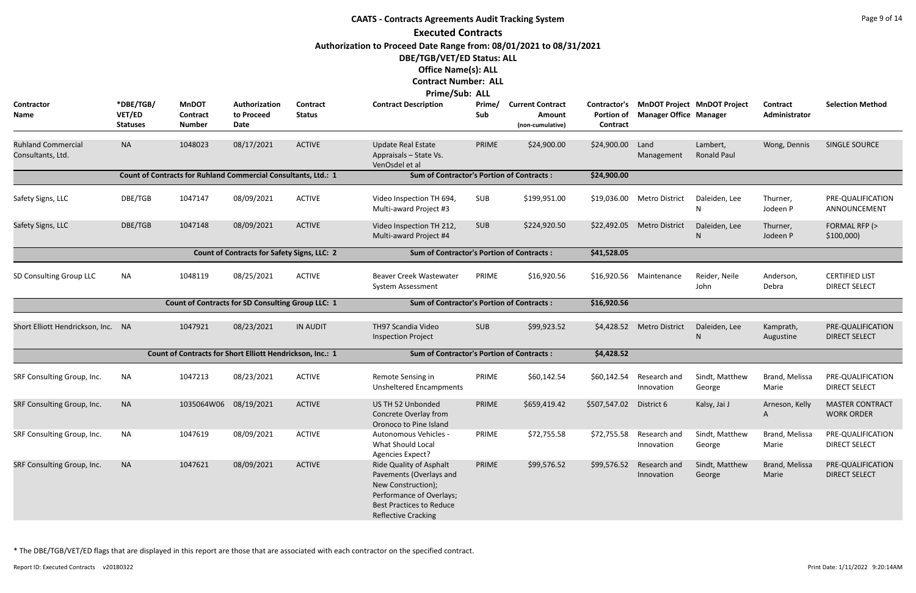# CAATS - Contracts Agreements Audit Tracking System

## Executed Contracts

**Authorization to Proceed Date Range from: 08/01/2021 to 08/31/2021**

**DBE/TGB/VET/ED Status: ALL**

**Office Name(s): ALL**

**Contract Number: ALL**

**Prime/Sub: ALL**

| Contractor Name | *DBE/TGB/ VET/ED Statuses | MnDOT Contract Number | Authorization to Proceed Date | Contract Status | Contract Description | Prime/ Sub | Current Contract Amount (non-cumulative) | Contractor's Portion of Contract | MnDOT Project Manager Office | MnDOT Project Manager | Contract Administrator | Selection Method |
|---|---|---|---|---|---|---|---|---|---|---|---|---|
| Ruhland Commercial Consultants, Ltd. | NA | 1048023 | 08/17/2021 | ACTIVE | Update Real Estate Appraisals – State Vs. VenOsdel et al | PRIME | $24,900.00 | $24,900.00 | Land Management | Lambert, Ronald Paul | Wong, Dennis | SINGLE SOURCE |
| | | Count of Contracts for Ruhland Commercial Consultants, Ltd.: 1 | | | Sum of Contractor's Portion of Contracts : | | | $24,900.00 | | | | |
| Safety Signs, LLC | DBE/TGB | 1047147 | 08/09/2021 | ACTIVE | Video Inspection TH 694, Multi-award Project #3 | SUB | $199,951.00 | $19,036.00 | Metro District | Daleiden, Lee N | Thurner, Jodeen P | PRE-QUALIFICATION ANNOUNCEMENT |
| Safety Signs, LLC | DBE/TGB | 1047148 | 08/09/2021 | ACTIVE | Video Inspection TH 212, Multi-award Project #4 | SUB | $224,920.50 | $22,492.05 | Metro District | Daleiden, Lee N | Thurner, Jodeen P | FORMAL RFP (> $100,000) |
| | | Count of Contracts for Safety Signs, LLC: 2 | | | Sum of Contractor's Portion of Contracts : | | | $41,528.05 | | | | |
| SD Consulting Group LLC | NA | 1048119 | 08/25/2021 | ACTIVE | Beaver Creek Wastewater System Assessment | PRIME | $16,920.56 | $16,920.56 | Maintenance | Reider, Neile John | Anderson, Debra | CERTIFIED LIST DIRECT SELECT |
| | | Count of Contracts for SD Consulting Group LLC: 1 | | | Sum of Contractor's Portion of Contracts : | | | $16,920.56 | | | | |
| Short Elliott Hendrickson, Inc. | NA | 1047921 | 08/23/2021 | IN AUDIT | TH97 Scandia Video Inspection Project | SUB | $99,923.52 | $4,428.52 | Metro District | Daleiden, Lee N | Kamprath, Augustine | PRE-QUALIFICATION DIRECT SELECT |
| | | Count of Contracts for Short Elliott Hendrickson, Inc.: 1 | | | Sum of Contractor's Portion of Contracts : | | | $4,428.52 | | | | |
| SRF Consulting Group, Inc. | NA | 1047213 | 08/23/2021 | ACTIVE | Remote Sensing in Unsheltered Encampments | PRIME | $60,142.54 | $60,142.54 | Research and Innovation | Sindt, Matthew George | Brand, Melissa Marie | PRE-QUALIFICATION DIRECT SELECT |
| SRF Consulting Group, Inc. | NA | 1035064W06 | 08/19/2021 | ACTIVE | US TH 52 Unbonded Concrete Overlay from Oronoco to Pine Island | PRIME | $659,419.42 | $507,547.02 | District 6 | Kalsy, Jai J | Arneson, Kelly A | MASTER CONTRACT WORK ORDER |
| SRF Consulting Group, Inc. | NA | 1047619 | 08/09/2021 | ACTIVE | Autonomous Vehicles - What Should Local Agencies Expect? | PRIME | $72,755.58 | $72,755.58 | Research and Innovation | Sindt, Matthew George | Brand, Melissa Marie | PRE-QUALIFICATION DIRECT SELECT |
| SRF Consulting Group, Inc. | NA | 1047621 | 08/09/2021 | ACTIVE | Ride Quality of Asphalt Pavements (Overlays and New Construction); Performance of Overlays; Best Practices to Reduce Reflective Cracking | PRIME | $99,576.52 | $99,576.52 | Research and Innovation | Sindt, Matthew George | Brand, Melissa Marie | PRE-QUALIFICATION DIRECT SELECT |

\* The DBE/TGB/VET/ED flags that are displayed in this report are those that are associated with each contractor on the specified contract.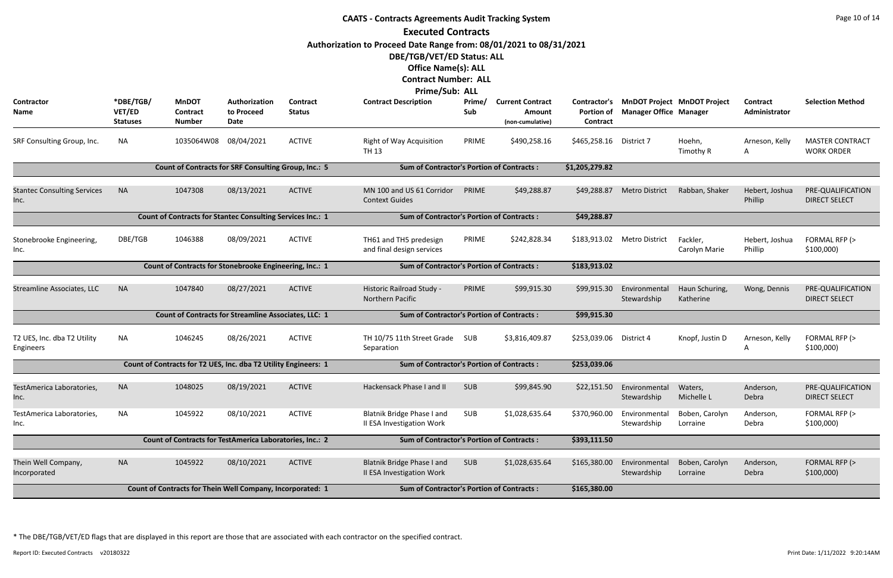# CAATS - Contracts Agreements Audit Tracking System

## Executed Contracts

**Authorization to Proceed Date Range from: 08/01/2021 to 08/31/2021**

**DBE/TGB/VET/ED Status: ALL**

**Office Name(s): ALL**

**Contract Number: ALL**

**Prime/Sub: ALL**

| Contractor Name | *DBE/TGB/ VET/ED Statuses | MnDOT Contract Number | Authorization to Proceed Date | Contract Status | Contract Description | Prime/ Sub | Current Contract Amount (non-cumulative) | Contractor's Portion of Contract | MnDOT Project Manager Office | MnDOT Project Manager | Contract Administrator | Selection Method |
|---|---|---|---|---|---|---|---|---|---|---|---|---|
| SRF Consulting Group, Inc. | NA | 1035064W08 | 08/04/2021 | ACTIVE | Right of Way Acquisition TH 13 | PRIME | $490,258.16 | $465,258.16 | District 7 | Hoehn, Timothy R | Arneson, Kelly A | MASTER CONTRACT WORK ORDER |
| | | Count of Contracts for SRF Consulting Group, Inc.: 5 | | | Sum of Contractor's Portion of Contracts : | | | $1,205,279.82 | | | | |
| Stantec Consulting Services Inc. | NA | 1047308 | 08/13/2021 | ACTIVE | MN 100 and US 61 Corridor Context Guides | PRIME | $49,288.87 | $49,288.87 | Metro District | Rabban, Shaker | Hebert, Joshua Phillip | PRE-QUALIFICATION DIRECT SELECT |
| | | Count of Contracts for Stantec Consulting Services Inc.: 1 | | | Sum of Contractor's Portion of Contracts : | | | $49,288.87 | | | | |
| Stonebrooke Engineering, Inc. | DBE/TGB | 1046388 | 08/09/2021 | ACTIVE | TH61 and TH5 predesign and final design services | PRIME | $242,828.34 | $183,913.02 | Metro District | Fackler, Carolyn Marie | Hebert, Joshua Phillip | FORMAL RFP (> $100,000) |
| | | Count of Contracts for Stonebrooke Engineering, Inc.: 1 | | | Sum of Contractor's Portion of Contracts : | | | $183,913.02 | | | | |
| Streamline Associates, LLC | NA | 1047840 | 08/27/2021 | ACTIVE | Historic Railroad Study - Northern Pacific | PRIME | $99,915.30 | $99,915.30 | Environmental Stewardship | Haun Schuring, Katherine | Wong, Dennis | PRE-QUALIFICATION DIRECT SELECT |
| | | Count of Contracts for Streamline Associates, LLC: 1 | | | Sum of Contractor's Portion of Contracts : | | | $99,915.30 | | | | |
| T2 UES, Inc. dba T2 Utility Engineers | NA | 1046245 | 08/26/2021 | ACTIVE | TH 10/75 11th Street Grade Separation | SUB | $3,816,409.87 | $253,039.06 | District 4 | Knopf, Justin D | Arneson, Kelly A | FORMAL RFP (> $100,000) |
| | | Count of Contracts for T2 UES, Inc. dba T2 Utility Engineers: 1 | | | Sum of Contractor's Portion of Contracts : | | | $253,039.06 | | | | |
| TestAmerica Laboratories, Inc. | NA | 1048025 | 08/19/2021 | ACTIVE | Hackensack Phase I and II | SUB | $99,845.90 | $22,151.50 | Environmental Stewardship | Waters, Michelle L | Anderson, Debra | PRE-QUALIFICATION DIRECT SELECT |
| TestAmerica Laboratories, Inc. | NA | 1045922 | 08/10/2021 | ACTIVE | Blatnik Bridge Phase I and II ESA Investigation Work | SUB | $1,028,635.64 | $370,960.00 | Environmental Stewardship | Boben, Carolyn Lorraine | Anderson, Debra | FORMAL RFP (> $100,000) |
| | | Count of Contracts for TestAmerica Laboratories, Inc.: 2 | | | Sum of Contractor's Portion of Contracts : | | | $393,111.50 | | | | |
| Thein Well Company, Incorporated | NA | 1045922 | 08/10/2021 | ACTIVE | Blatnik Bridge Phase I and II ESA Investigation Work | SUB | $1,028,635.64 | $165,380.00 | Environmental Stewardship | Boben, Carolyn Lorraine | Anderson, Debra | FORMAL RFP (> $100,000) |
| | | Count of Contracts for Thein Well Company, Incorporated: 1 | | | Sum of Contractor's Portion of Contracts : | | | $165,380.00 | | | | |

* The DBE/TGB/VET/ED flags that are displayed in this report are those that are associated with each contractor on the specified contract.

Report ID: Executed Contracts v20180322 Print Date: 1/11/2022 9:20:14AM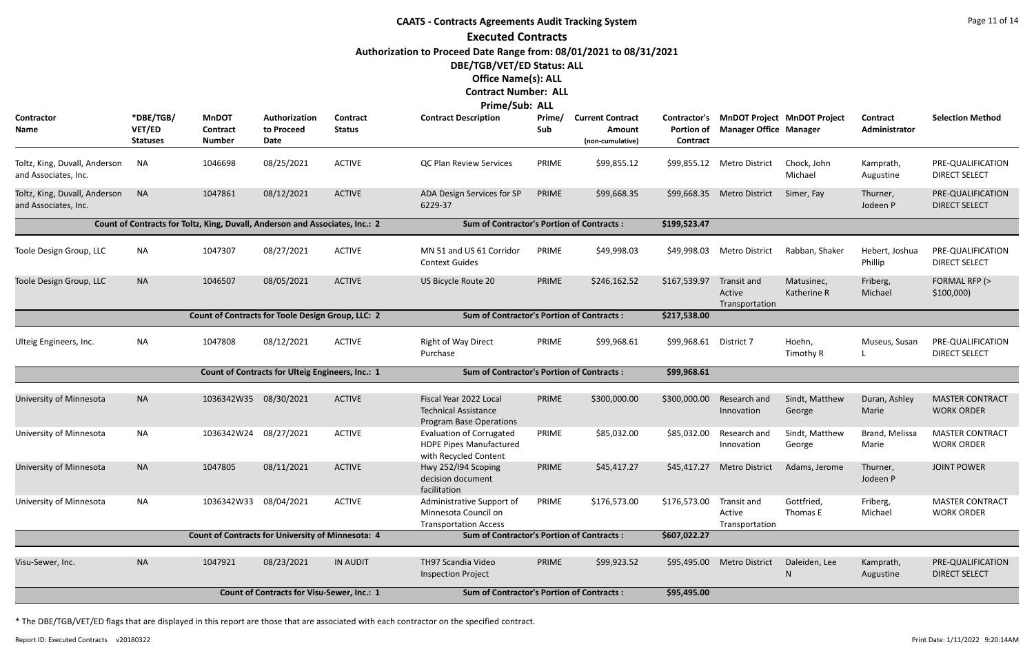# CAATS - Contracts Agreements Audit Tracking System

## Executed Contracts

**Authorization to Proceed Date Range from: 08/01/2021 to 08/31/2021**
**DBE/TGB/VET/ED Status: ALL**
**Office Name(s): ALL**
**Contract Number: ALL**
**Prime/Sub: ALL**

| Contractor Name | *DBE/TGB/VET/ED Statuses | MnDOT Contract Number | Authorization to Proceed Date | Contract Status | Contract Description | Prime/Sub | Current Contract Amount (non-cumulative) | Contractor's Portion of Contract | MnDOT Project Manager Office | MnDOT Project Manager | Contract Administrator | Selection Method |
|---|---|---|---|---|---|---|---|---|---|---|---|---|
| Toltz, King, Duvall, Anderson and Associates, Inc. | NA | 1046698 | 08/25/2021 | ACTIVE | QC Plan Review Services | PRIME | $99,855.12 | $99,855.12 | Metro District | Chock, John Michael | Kamprath, Augustine | PRE-QUALIFICATION DIRECT SELECT |
| Toltz, King, Duvall, Anderson and Associates, Inc. | NA | 1047861 | 08/12/2021 | ACTIVE | ADA Design Services for SP 6229-37 | PRIME | $99,668.35 | $99,668.35 | Metro District | Simer, Fay | Thurner, Jodeen P | PRE-QUALIFICATION DIRECT SELECT |
| | Count of Contracts for Toltz, King, Duvall, Anderson and Associates, Inc.: 2 | | | | Sum of Contractor's Portion of Contracts : | | | $199,523.47 | | | | |
| Toole Design Group, LLC | NA | 1047307 | 08/27/2021 | ACTIVE | MN 51 and US 61 Corridor Context Guides | PRIME | $49,998.03 | $49,998.03 | Metro District | Rabban, Shaker | Hebert, Joshua Phillip | PRE-QUALIFICATION DIRECT SELECT |
| Toole Design Group, LLC | NA | 1046507 | 08/05/2021 | ACTIVE | US Bicycle Route 20 | PRIME | $246,162.52 | $167,539.97 | Transit and Active Transportation | Matusinec, Katherine R | Friberg, Michael | FORMAL RFP (> $100,000) |
| | Count of Contracts for Toole Design Group, LLC: 2 | | | | Sum of Contractor's Portion of Contracts : | | | $217,538.00 | | | | |
| Ulteig Engineers, Inc. | NA | 1047808 | 08/12/2021 | ACTIVE | Right of Way Direct Purchase | PRIME | $99,968.61 | $99,968.61 | District 7 | Hoehn, Timothy R | Museus, Susan L | PRE-QUALIFICATION DIRECT SELECT |
| | Count of Contracts for Ulteig Engineers, Inc.: 1 | | | | Sum of Contractor's Portion of Contracts : | | | $99,968.61 | | | | |
| University of Minnesota | NA | 1036342W35 | 08/30/2021 | ACTIVE | Fiscal Year 2022 Local Technical Assistance Program Base Operations | PRIME | $300,000.00 | $300,000.00 | Research and Innovation | Sindt, Matthew George | Duran, Ashley Marie | MASTER CONTRACT WORK ORDER |
| University of Minnesota | NA | 1036342W24 | 08/27/2021 | ACTIVE | Evaluation of Corrugated HDPE Pipes Manufactured with Recycled Content | PRIME | $85,032.00 | $85,032.00 | Research and Innovation | Sindt, Matthew George | Brand, Melissa Marie | MASTER CONTRACT WORK ORDER |
| University of Minnesota | NA | 1047805 | 08/11/2021 | ACTIVE | Hwy 252/I94 Scoping decision document facilitation | PRIME | $45,417.27 | $45,417.27 | Metro District | Adams, Jerome | Thurner, Jodeen P | JOINT POWER |
| University of Minnesota | NA | 1036342W33 | 08/04/2021 | ACTIVE | Administrative Support of Minnesota Council on Transportation Access | PRIME | $176,573.00 | $176,573.00 | Transit and Active Transportation | Gottfried, Thomas E | Friberg, Michael | MASTER CONTRACT WORK ORDER |
| | Count of Contracts for University of Minnesota: 4 | | | | Sum of Contractor's Portion of Contracts : | | | $607,022.27 | | | | |
| Visu-Sewer, Inc. | NA | 1047921 | 08/23/2021 | IN AUDIT | TH97 Scandia Video Inspection Project | PRIME | $99,923.52 | $95,495.00 | Metro District | Daleiden, Lee N | Kamprath, Augustine | PRE-QUALIFICATION DIRECT SELECT |
| | Count of Contracts for Visu-Sewer, Inc.: 1 | | | | Sum of Contractor's Portion of Contracts : | | | $95,495.00 | | | | |

* The DBE/TGB/VET/ED flags that are displayed in this report are those that are associated with each contractor on the specified contract.

Report ID: Executed Contracts v20180322

Print Date: 1/11/2022 9:20:14AM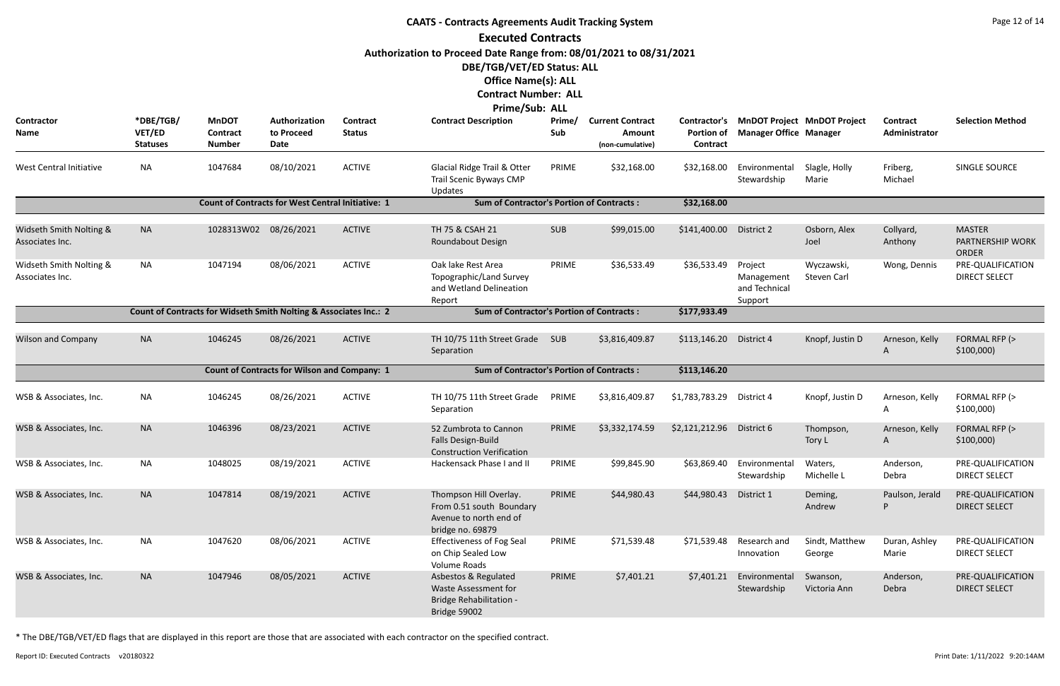# CAATS - Contracts Agreements Audit Tracking System

## Executed Contracts

**Authorization to Proceed Date Range from: 08/01/2021 to 08/31/2021**

**DBE/TGB/VET/ED Status: ALL**

**Office Name(s): ALL**

**Contract Number: ALL**

**Prime/Sub: ALL**

| Contractor Name | *DBE/TGB/ VET/ED Statuses | MnDOT Contract Number | Authorization to Proceed Date | Contract Status | Contract Description | Prime/ Sub | Current Contract Amount (non-cumulative) | Contractor's Portion of Contract | MnDOT Project Manager Office | MnDOT Project Manager | Contract Administrator | Selection Method |
|---|---|---|---|---|---|---|---|---|---|---|---|---|
| West Central Initiative | NA | 1047684 | 08/10/2021 | ACTIVE | Glacial Ridge Trail & Otter Trail Scenic Byways CMP Updates | PRIME | $32,168.00 | $32,168.00 | Environmental Stewardship | Slagle, Holly Marie | Friberg, Michael | SINGLE SOURCE |
| | | Count of Contracts for West Central Initiative: 1 | | | Sum of Contractor's Portion of Contracts : | | | $32,168.00 | | | | |
| Widseth Smith Nolting & Associates Inc. | NA | 1028313W02 | 08/26/2021 | ACTIVE | TH 75 & CSAH 21 Roundabout Design | SUB | $99,015.00 | $141,400.00 | District 2 | Osborn, Alex Joel | Collyard, Anthony | MASTER PARTNERSHIP WORK ORDER |
| Widseth Smith Nolting & Associates Inc. | NA | 1047194 | 08/06/2021 | ACTIVE | Oak lake Rest Area Topographic/Land Survey and Wetland Delineation Report | PRIME | $36,533.49 | $36,533.49 | Project Management and Technical Support | Wyczawski, Steven Carl | Wong, Dennis | PRE-QUALIFICATION DIRECT SELECT |
| | | Count of Contracts for Widseth Smith Nolting & Associates Inc.: 2 | | | Sum of Contractor's Portion of Contracts : | | | $177,933.49 | | | | |
| Wilson and Company | NA | 1046245 | 08/26/2021 | ACTIVE | TH 10/75 11th Street Grade Separation | SUB | $3,816,409.87 | $113,146.20 | District 4 | Knopf, Justin D | Arneson, Kelly A | FORMAL RFP (> $100,000) |
| | | Count of Contracts for Wilson and Company: 1 | | | Sum of Contractor's Portion of Contracts : | | | $113,146.20 | | | | |
| WSB & Associates, Inc. | NA | 1046245 | 08/26/2021 | ACTIVE | TH 10/75 11th Street Grade Separation | PRIME | $3,816,409.87 | $1,783,783.29 | District 4 | Knopf, Justin D | Arneson, Kelly A | FORMAL RFP (> $100,000) |
| WSB & Associates, Inc. | NA | 1046396 | 08/23/2021 | ACTIVE | 52 Zumbrota to Cannon Falls Design-Build Construction Verification | PRIME | $3,332,174.59 | $2,121,212.96 | District 6 | Thompson, Tory L | Arneson, Kelly A | FORMAL RFP (> $100,000) |
| WSB & Associates, Inc. | NA | 1048025 | 08/19/2021 | ACTIVE | Hackensack Phase I and II | PRIME | $99,845.90 | $63,869.40 | Environmental Stewardship | Waters, Michelle L | Anderson, Debra | PRE-QUALIFICATION DIRECT SELECT |
| WSB & Associates, Inc. | NA | 1047814 | 08/19/2021 | ACTIVE | Thompson Hill Overlay. From 0.51 south Boundary Avenue to north end of bridge no. 69879 | PRIME | $44,980.43 | $44,980.43 | District 1 | Deming, Andrew | Paulson, Jerald P | PRE-QUALIFICATION DIRECT SELECT |
| WSB & Associates, Inc. | NA | 1047620 | 08/06/2021 | ACTIVE | Effectiveness of Fog Seal on Chip Sealed Low Volume Roads | PRIME | $71,539.48 | $71,539.48 | Research and Innovation | Sindt, Matthew George | Duran, Ashley Marie | PRE-QUALIFICATION DIRECT SELECT |
| WSB & Associates, Inc. | NA | 1047946 | 08/05/2021 | ACTIVE | Asbestos & Regulated Waste Assessment for Bridge Rehabilitation - Bridge 59002 | PRIME | $7,401.21 | $7,401.21 | Environmental Stewardship | Swanson, Victoria Ann | Anderson, Debra | PRE-QUALIFICATION DIRECT SELECT |

* The DBE/TGB/VET/ED flags that are displayed in this report are those that are associated with each contractor on the specified contract.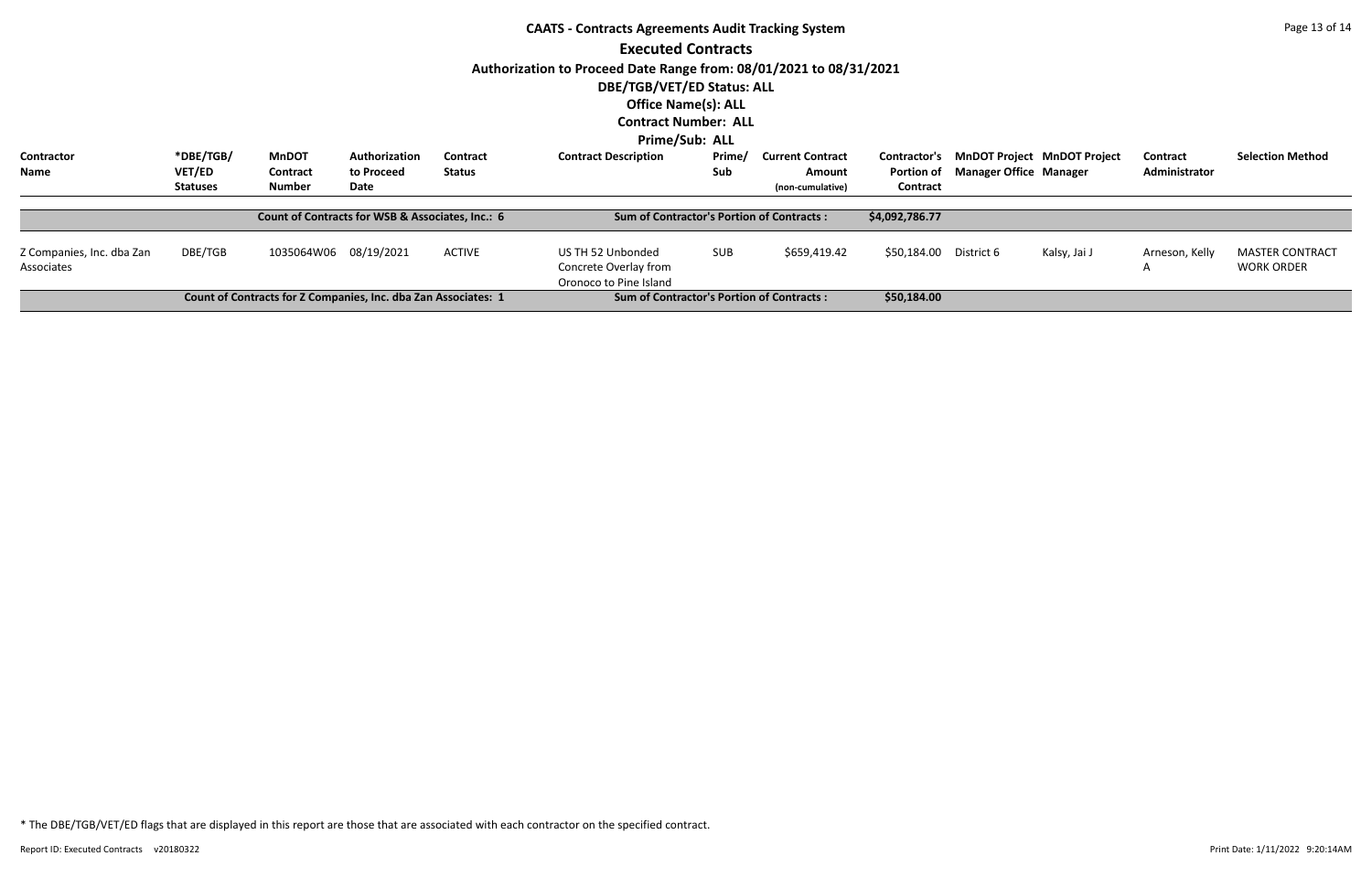# CAATS - Contracts Agreements Audit Tracking System

## Executed Contracts

**Authorization to Proceed Date Range from: 08/01/2021 to 08/31/2021**

**DBE/TGB/VET/ED Status: ALL**

**Office Name(s): ALL**

**Contract Number: ALL**

**Prime/Sub: ALL**

| Contractor Name | *DBE/TGB/ VET/ED Statuses | MnDOT Contract Number | Authorization to Proceed Date | Contract Status | Contract Description | Prime/ Sub | Current Contract Amount (non-cumulative) | Contractor's Portion of Contract | MnDOT Project Manager Office | MnDOT Project Manager | Contract Administrator | Selection Method |
|---|---|---|---|---|---|---|---|---|---|---|---|---|
| | | Count of Contracts for WSB & Associates, Inc.: 6 | | | Sum of Contractor's Portion of Contracts : | | | $4,092,786.77 | | | | |
| Z Companies, Inc. dba Zan Associates | DBE/TGB | 1035064W06 | 08/19/2021 | ACTIVE | US TH 52 Unbonded Concrete Overlay from Oronoco to Pine Island | SUB | $659,419.42 | $50,184.00 | District 6 | Kalsy, Jai J | Arneson, Kelly A | MASTER CONTRACT WORK ORDER |
| | | Count of Contracts for Z Companies, Inc. dba Zan Associates: 1 | | | Sum of Contractor's Portion of Contracts : | | | $50,184.00 | | | | |

* The DBE/TGB/VET/ED flags that are displayed in this report are those that are associated with each contractor on the specified contract.

Report ID: Executed Contracts v20180322

Print Date: 1/11/2022 9:20:14AM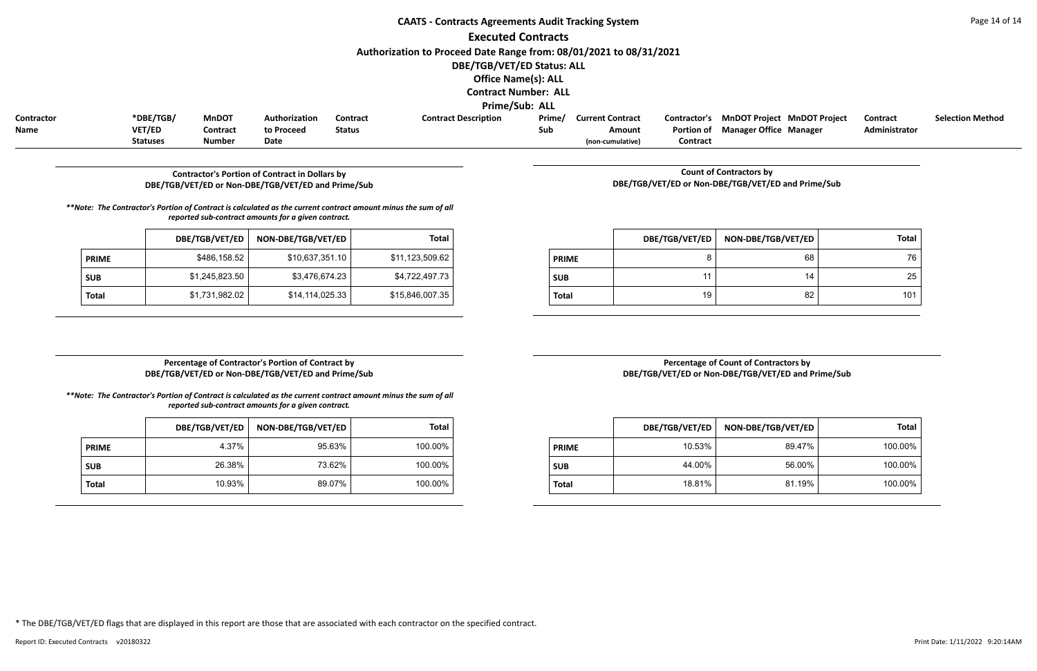# CAATS - Contracts Agreements Audit Tracking System

## Executed Contracts

**Authorization to Proceed Date Range from: 08/01/2021 to 08/31/2021**

**DBE/TGB/VET/ED Status: ALL**

**Office Name(s): ALL**

**Contract Number: ALL**

**Prime/Sub: ALL**

| Contractor Name | *DBE/TGB/VET/ED Statuses | MnDOT Contract Number | Authorization to Proceed Date | Contract Status | Contract Description | Prime/Sub | Current Contract Amount (non-cumulative) | Contractor's Portion of Contract | MnDOT Project Manager Office | MnDOT Project Manager | Contract Administrator | Selection Method |
|---|---|---|---|---|---|---|---|---|---|---|---|---|

### Contractor's Portion of Contract in Dollars by DBE/TGB/VET/ED or Non-DBE/TGB/VET/ED and Prime/Sub

*\*\*Note: The Contractor's Portion of Contract is calculated as the current contract amount minus the sum of all reported sub-contract amounts for a given contract.*

| | DBE/TGB/VET/ED | NON-DBE/TGB/VET/ED | Total |
|---|---|---|---|
| PRIME | $486,158.52 | $10,637,351.10 | $11,123,509.62 |
| SUB | $1,245,823.50 | $3,476,674.23 | $4,722,497.73 |
| Total | $1,731,982.02 | $14,114,025.33 | $15,846,007.35 |

### Count of Contractors by DBE/TGB/VET/ED or Non-DBE/TGB/VET/ED and Prime/Sub

| | DBE/TGB/VET/ED | NON-DBE/TGB/VET/ED | Total |
|---|---|---|---|
| PRIME | 8 | 68 | 76 |
| SUB | 11 | 14 | 25 |
| Total | 19 | 82 | 101 |

### Percentage of Contractor's Portion of Contract by DBE/TGB/VET/ED or Non-DBE/TGB/VET/ED and Prime/Sub

*\*\*Note: The Contractor's Portion of Contract is calculated as the current contract amount minus the sum of all reported sub-contract amounts for a given contract.*

| | DBE/TGB/VET/ED | NON-DBE/TGB/VET/ED | Total |
|---|---|---|---|
| PRIME | 4.37% | 95.63% | 100.00% |
| SUB | 26.38% | 73.62% | 100.00% |
| Total | 10.93% | 89.07% | 100.00% |

### Percentage of Count of Contractors by DBE/TGB/VET/ED or Non-DBE/TGB/VET/ED and Prime/Sub

| | DBE/TGB/VET/ED | NON-DBE/TGB/VET/ED | Total |
|---|---|---|---|
| PRIME | 10.53% | 89.47% | 100.00% |
| SUB | 44.00% | 56.00% | 100.00% |
| Total | 18.81% | 81.19% | 100.00% |

* The DBE/TGB/VET/ED flags that are displayed in this report are those that are associated with each contractor on the specified contract.

Report ID: Executed Contracts v20180322

Print Date: 1/11/2022 9:20:14AM